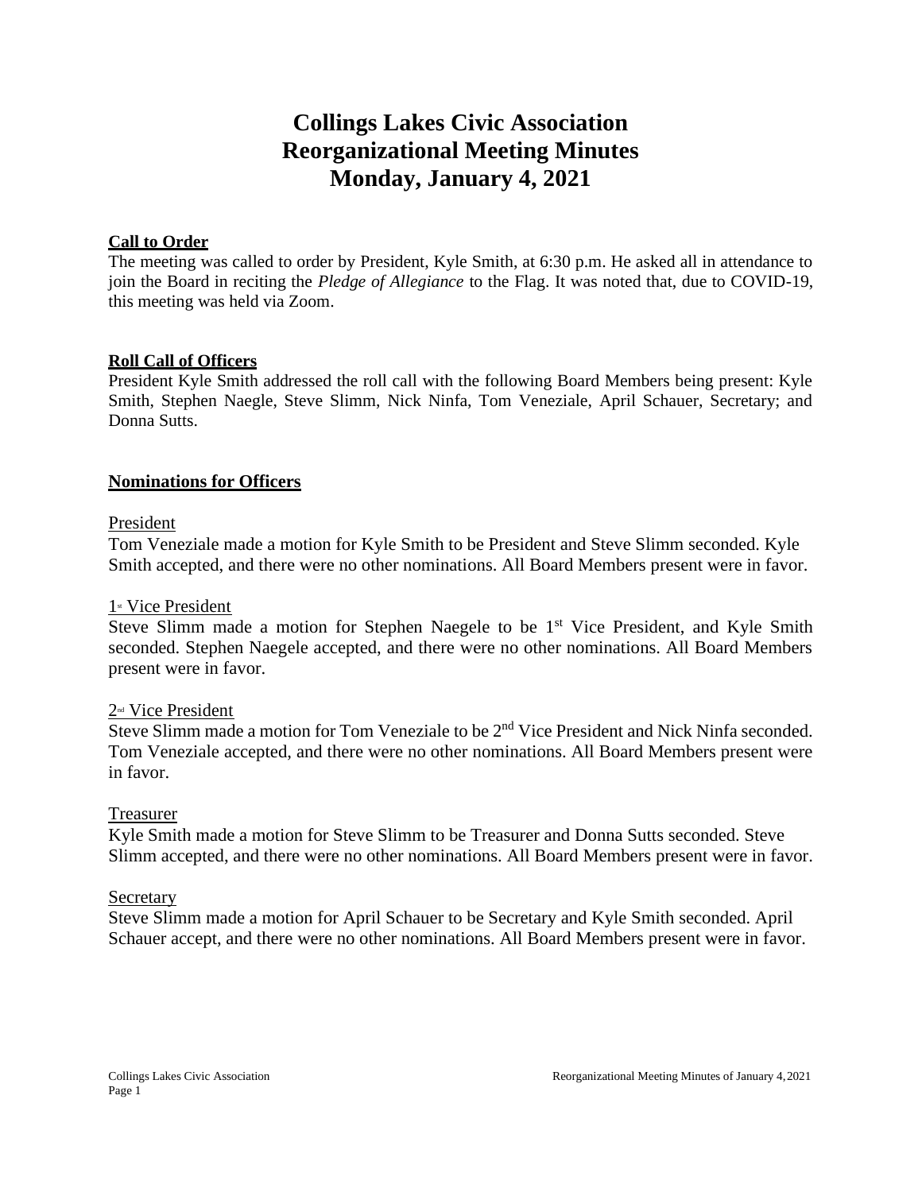# Collings Lakes Civic Association
# Reorganizational Meeting Minutes
# Monday, January 4, 2021

**Call to Order**

The meeting was called to order by President, Kyle Smith, at 6:30 p.m. He asked all in attendance to join the Board in reciting the *Pledge of Allegiance* to the Flag. It was noted that, due to COVID-19, this meeting was held via Zoom.

**Roll Call of Officers**

President Kyle Smith addressed the roll call with the following Board Members being present: Kyle Smith, Stephen Naegle, Steve Slimm, Nick Ninfa, Tom Veneziale, April Schauer, Secretary; and Donna Sutts.

**Nominations for Officers**

President

Tom Veneziale made a motion for Kyle Smith to be President and Steve Slimm seconded. Kyle Smith accepted, and there were no other nominations. All Board Members present were in favor.

1st Vice President

Steve Slimm made a motion for Stephen Naegele to be 1st Vice President, and Kyle Smith seconded. Stephen Naegele accepted, and there were no other nominations. All Board Members present were in favor.

2nd Vice President

Steve Slimm made a motion for Tom Veneziale to be 2nd Vice President and Nick Ninfa seconded. Tom Veneziale accepted, and there were no other nominations. All Board Members present were in favor.

Treasurer

Kyle Smith made a motion for Steve Slimm to be Treasurer and Donna Sutts seconded. Steve Slimm accepted, and there were no other nominations. All Board Members present were in favor.

Secretary

Steve Slimm made a motion for April Schauer to be Secretary and Kyle Smith seconded. April Schauer accept, and there were no other nominations. All Board Members present were in favor.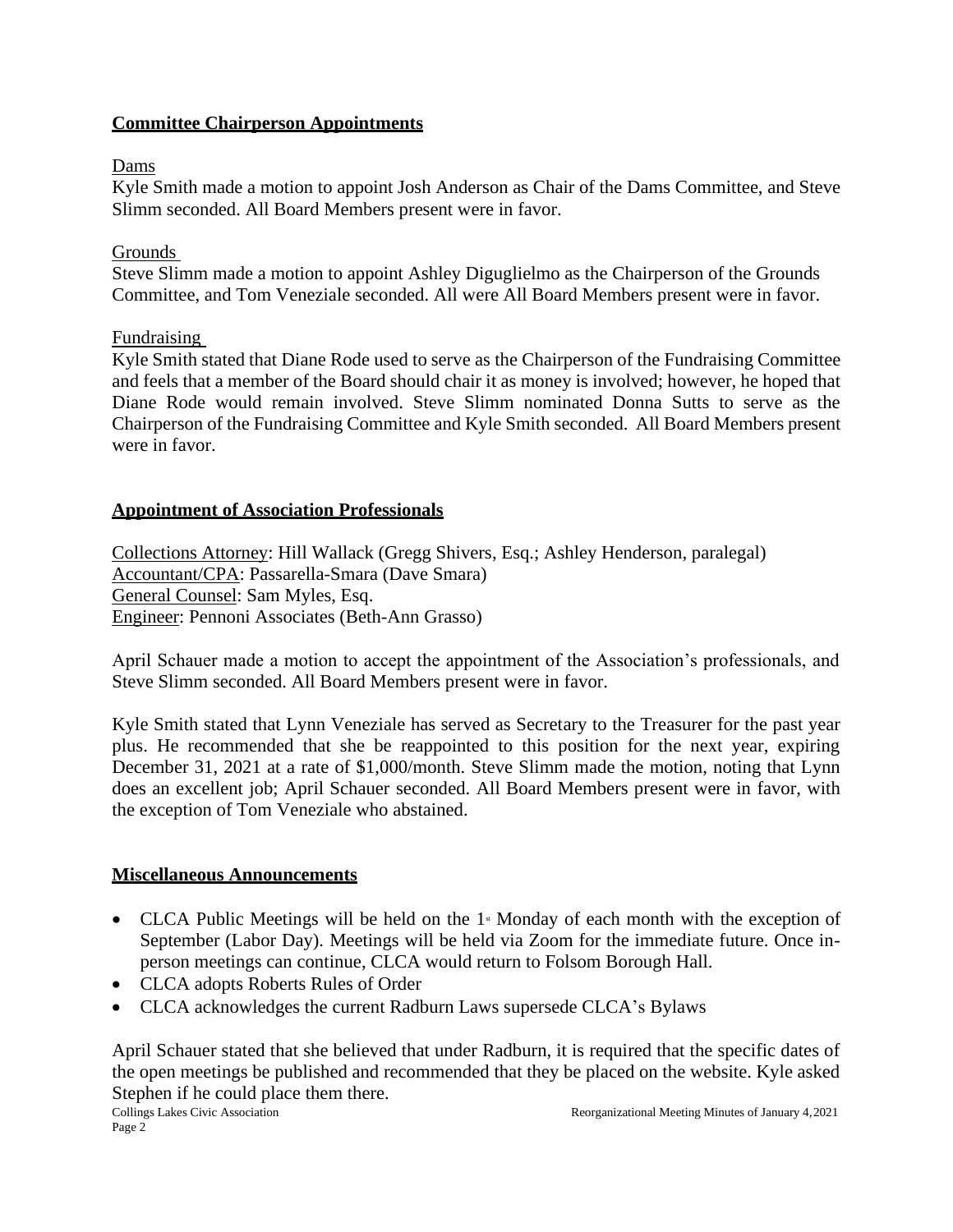**Committee Chairperson Appointments**

Dams
Kyle Smith made a motion to appoint Josh Anderson as Chair of the Dams Committee, and Steve Slimm seconded. All Board Members present were in favor.

Grounds
Steve Slimm made a motion to appoint Ashley Diguglielmo as the Chairperson of the Grounds Committee, and Tom Veneziale seconded. All were All Board Members present were in favor.

Fundraising
Kyle Smith stated that Diane Rode used to serve as the Chairperson of the Fundraising Committee and feels that a member of the Board should chair it as money is involved; however, he hoped that Diane Rode would remain involved. Steve Slimm nominated Donna Sutts to serve as the Chairperson of the Fundraising Committee and Kyle Smith seconded. All Board Members present were in favor.

**Appointment of Association Professionals**

Collections Attorney: Hill Wallack (Gregg Shivers, Esq.; Ashley Henderson, paralegal)
Accountant/CPA: Passarella-Smara (Dave Smara)
General Counsel: Sam Myles, Esq.
Engineer: Pennoni Associates (Beth-Ann Grasso)

April Schauer made a motion to accept the appointment of the Association's professionals, and Steve Slimm seconded. All Board Members present were in favor.

Kyle Smith stated that Lynn Veneziale has served as Secretary to the Treasurer for the past year plus. He recommended that she be reappointed to this position for the next year, expiring December 31, 2021 at a rate of $1,000/month. Steve Slimm made the motion, noting that Lynn does an excellent job; April Schauer seconded. All Board Members present were in favor, with the exception of Tom Veneziale who abstained.

**Miscellaneous Announcements**

- CLCA Public Meetings will be held on the 1st Monday of each month with the exception of September (Labor Day). Meetings will be held via Zoom for the immediate future. Once in-person meetings can continue, CLCA would return to Folsom Borough Hall.
- CLCA adopts Roberts Rules of Order
- CLCA acknowledges the current Radburn Laws supersede CLCA's Bylaws

April Schauer stated that she believed that under Radburn, it is required that the specific dates of the open meetings be published and recommended that they be placed on the website. Kyle asked Stephen if he could place them there.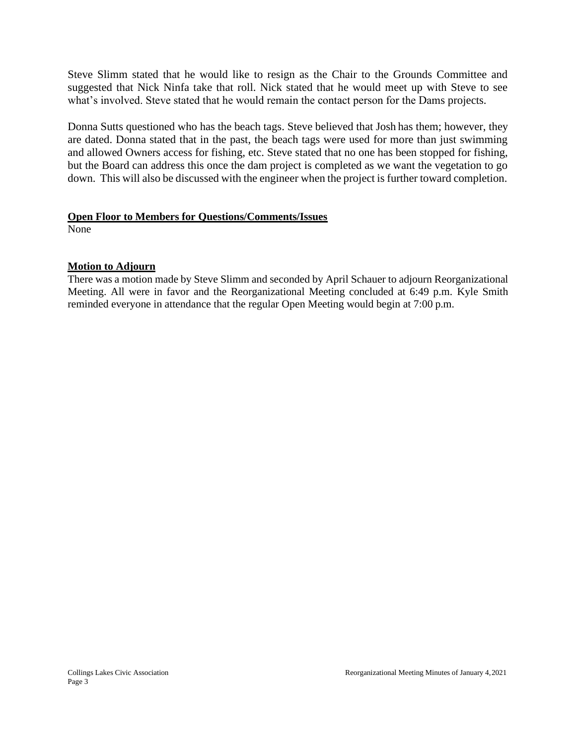Steve Slimm stated that he would like to resign as the Chair to the Grounds Committee and suggested that Nick Ninfa take that roll. Nick stated that he would meet up with Steve to see what's involved. Steve stated that he would remain the contact person for the Dams projects.

Donna Sutts questioned who has the beach tags. Steve believed that Josh has them; however, they are dated. Donna stated that in the past, the beach tags were used for more than just swimming and allowed Owners access for fishing, etc. Steve stated that no one has been stopped for fishing, but the Board can address this once the dam project is completed as we want the vegetation to go down. This will also be discussed with the engineer when the project is further toward completion.

**Open Floor to Members for Questions/Comments/Issues**

None

**Motion to Adjourn**

There was a motion made by Steve Slimm and seconded by April Schauer to adjourn Reorganizational Meeting. All were in favor and the Reorganizational Meeting concluded at 6:49 p.m. Kyle Smith reminded everyone in attendance that the regular Open Meeting would begin at 7:00 p.m.